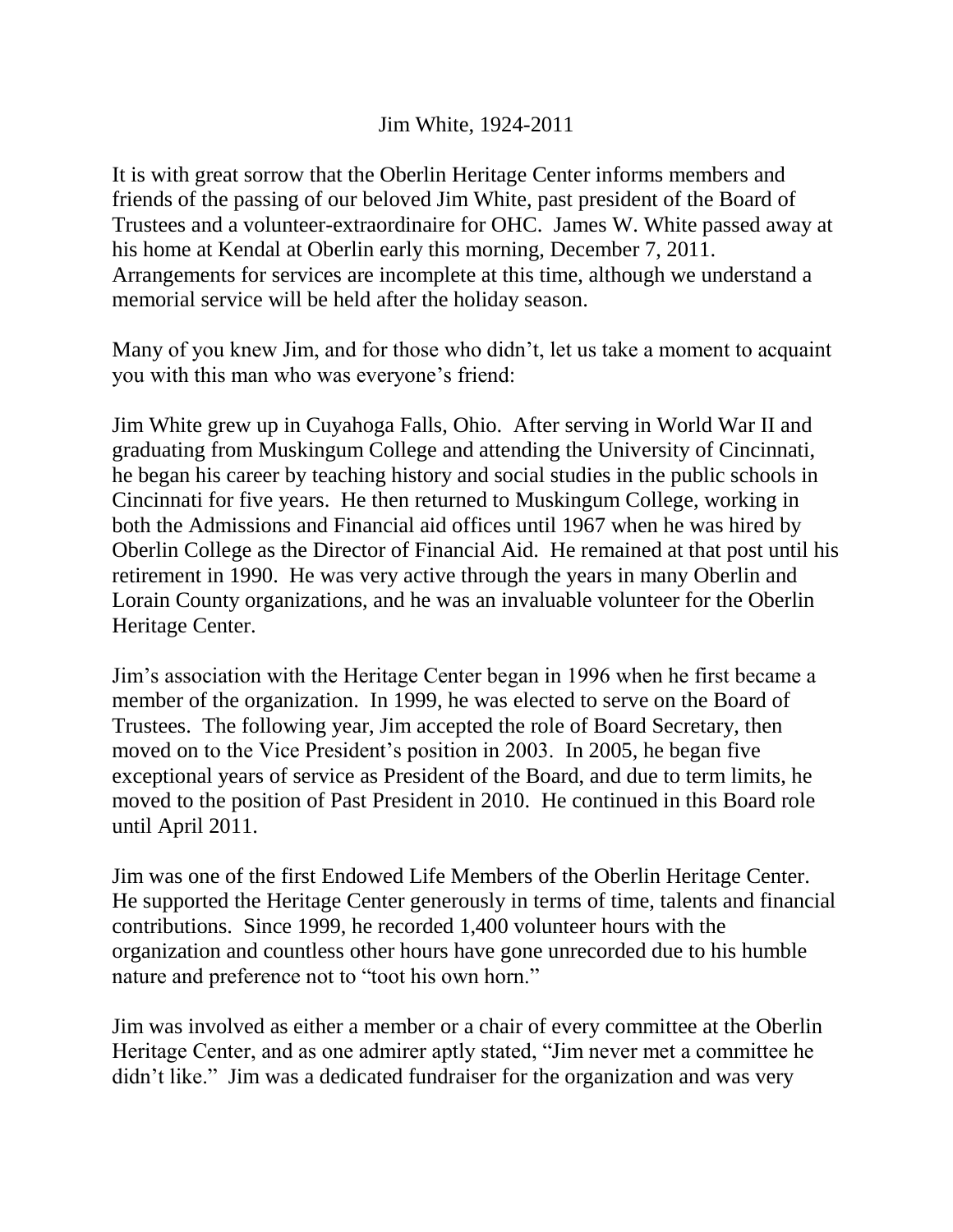# Jim White, 1924-2011

It is with great sorrow that the Oberlin Heritage Center informs members and friends of the passing of our beloved Jim White, past president of the Board of Trustees and a volunteer-extraordinaire for OHC. James W. White passed away at his home at Kendal at Oberlin early this morning, December 7, 2011. Arrangements for services are incomplete at this time, although we understand a memorial service will be held after the holiday season.

Many of you knew Jim, and for those who didn't, let us take a moment to acquaint you with this man who was everyone's friend:

Jim White grew up in Cuyahoga Falls, Ohio. After serving in World War II and graduating from Muskingum College and attending the University of Cincinnati, he began his career by teaching history and social studies in the public schools in Cincinnati for five years. He then returned to Muskingum College, working in both the Admissions and Financial aid offices until 1967 when he was hired by Oberlin College as the Director of Financial Aid. He remained at that post until his retirement in 1990. He was very active through the years in many Oberlin and Lorain County organizations, and he was an invaluable volunteer for the Oberlin Heritage Center.

Jim's association with the Heritage Center began in 1996 when he first became a member of the organization. In 1999, he was elected to serve on the Board of Trustees. The following year, Jim accepted the role of Board Secretary, then moved on to the Vice President's position in 2003. In 2005, he began five exceptional years of service as President of the Board, and due to term limits, he moved to the position of Past President in 2010. He continued in this Board role until April 2011.

Jim was one of the first Endowed Life Members of the Oberlin Heritage Center. He supported the Heritage Center generously in terms of time, talents and financial contributions. Since 1999, he recorded 1,400 volunteer hours with the organization and countless other hours have gone unrecorded due to his humble nature and preference not to "toot his own horn."

Jim was involved as either a member or a chair of every committee at the Oberlin Heritage Center, and as one admirer aptly stated, "Jim never met a committee he didn't like." Jim was a dedicated fundraiser for the organization and was very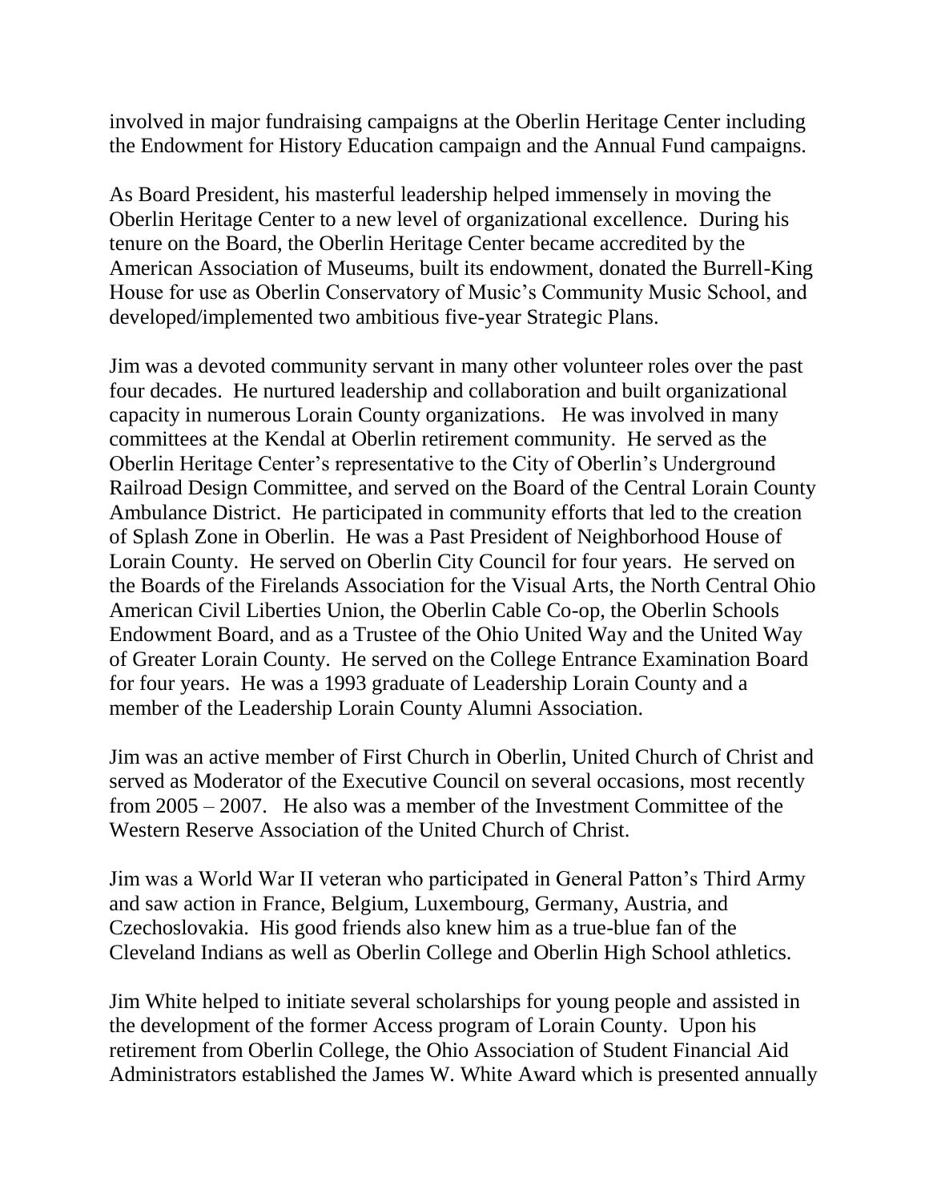involved in major fundraising campaigns at the Oberlin Heritage Center including the Endowment for History Education campaign and the Annual Fund campaigns.

As Board President, his masterful leadership helped immensely in moving the Oberlin Heritage Center to a new level of organizational excellence. During his tenure on the Board, the Oberlin Heritage Center became accredited by the American Association of Museums, built its endowment, donated the Burrell-King House for use as Oberlin Conservatory of Music's Community Music School, and developed/implemented two ambitious five-year Strategic Plans.

Jim was a devoted community servant in many other volunteer roles over the past four decades. He nurtured leadership and collaboration and built organizational capacity in numerous Lorain County organizations. He was involved in many committees at the Kendal at Oberlin retirement community. He served as the Oberlin Heritage Center's representative to the City of Oberlin's Underground Railroad Design Committee, and served on the Board of the Central Lorain County Ambulance District. He participated in community efforts that led to the creation of Splash Zone in Oberlin. He was a Past President of Neighborhood House of Lorain County. He served on Oberlin City Council for four years. He served on the Boards of the Firelands Association for the Visual Arts, the North Central Ohio American Civil Liberties Union, the Oberlin Cable Co-op, the Oberlin Schools Endowment Board, and as a Trustee of the Ohio United Way and the United Way of Greater Lorain County. He served on the College Entrance Examination Board for four years. He was a 1993 graduate of Leadership Lorain County and a member of the Leadership Lorain County Alumni Association.

Jim was an active member of First Church in Oberlin, United Church of Christ and served as Moderator of the Executive Council on several occasions, most recently from 2005 – 2007. He also was a member of the Investment Committee of the Western Reserve Association of the United Church of Christ.

Jim was a World War II veteran who participated in General Patton's Third Army and saw action in France, Belgium, Luxembourg, Germany, Austria, and Czechoslovakia. His good friends also knew him as a true-blue fan of the Cleveland Indians as well as Oberlin College and Oberlin High School athletics.

Jim White helped to initiate several scholarships for young people and assisted in the development of the former Access program of Lorain County. Upon his retirement from Oberlin College, the Ohio Association of Student Financial Aid Administrators established the James W. White Award which is presented annually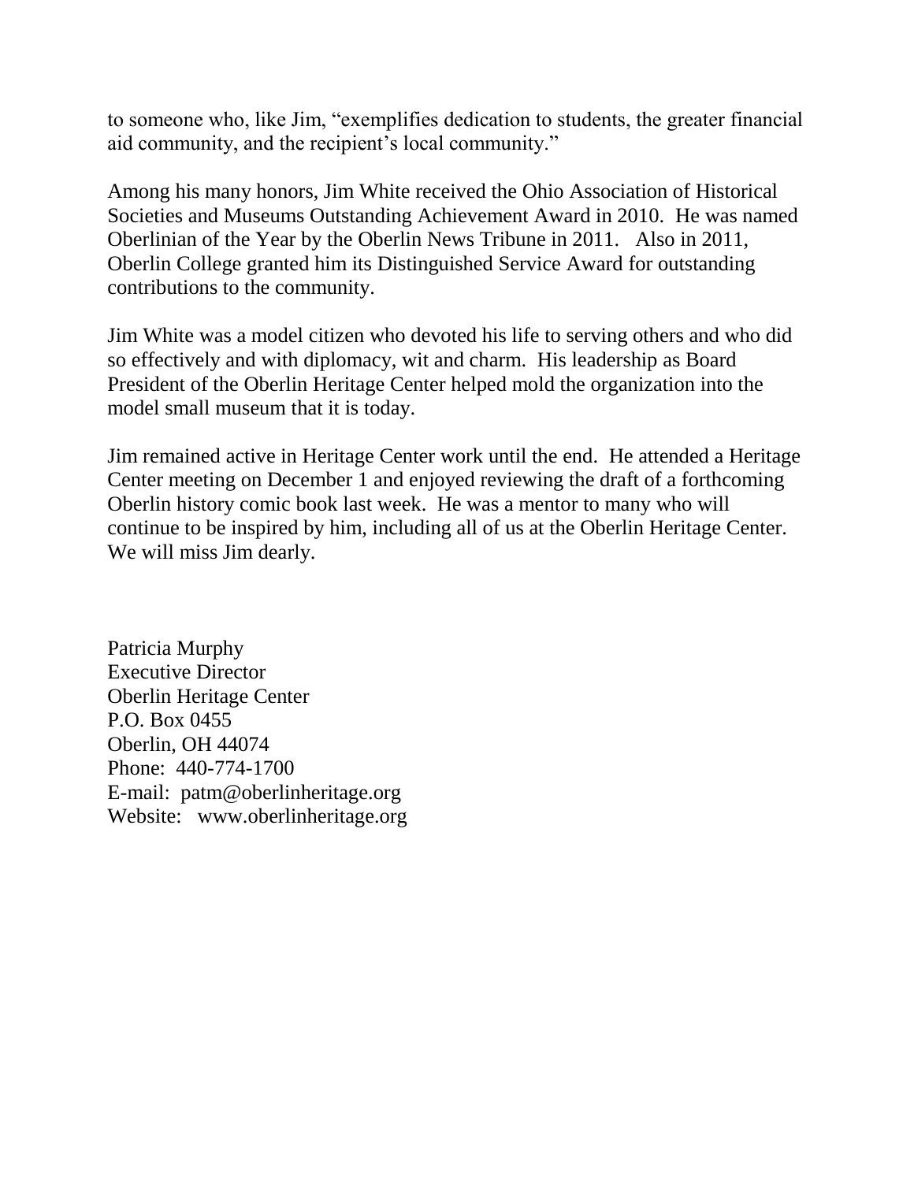to someone who, like Jim, "exemplifies dedication to students, the greater financial aid community, and the recipient's local community."

Among his many honors, Jim White received the Ohio Association of Historical Societies and Museums Outstanding Achievement Award in 2010. He was named Oberlinian of the Year by the Oberlin News Tribune in 2011. Also in 2011, Oberlin College granted him its Distinguished Service Award for outstanding contributions to the community.

Jim White was a model citizen who devoted his life to serving others and who did so effectively and with diplomacy, wit and charm. His leadership as Board President of the Oberlin Heritage Center helped mold the organization into the model small museum that it is today.

Jim remained active in Heritage Center work until the end. He attended a Heritage Center meeting on December 1 and enjoyed reviewing the draft of a forthcoming Oberlin history comic book last week. He was a mentor to many who will continue to be inspired by him, including all of us at the Oberlin Heritage Center. We will miss Jim dearly.

Patricia Murphy  
Executive Director  
Oberlin Heritage Center  
P.O. Box 0455  
Oberlin, OH 44074  
Phone: 440-774-1700  
E-mail: patm@oberlinheritage.org  
Website: www.oberlinheritage.org